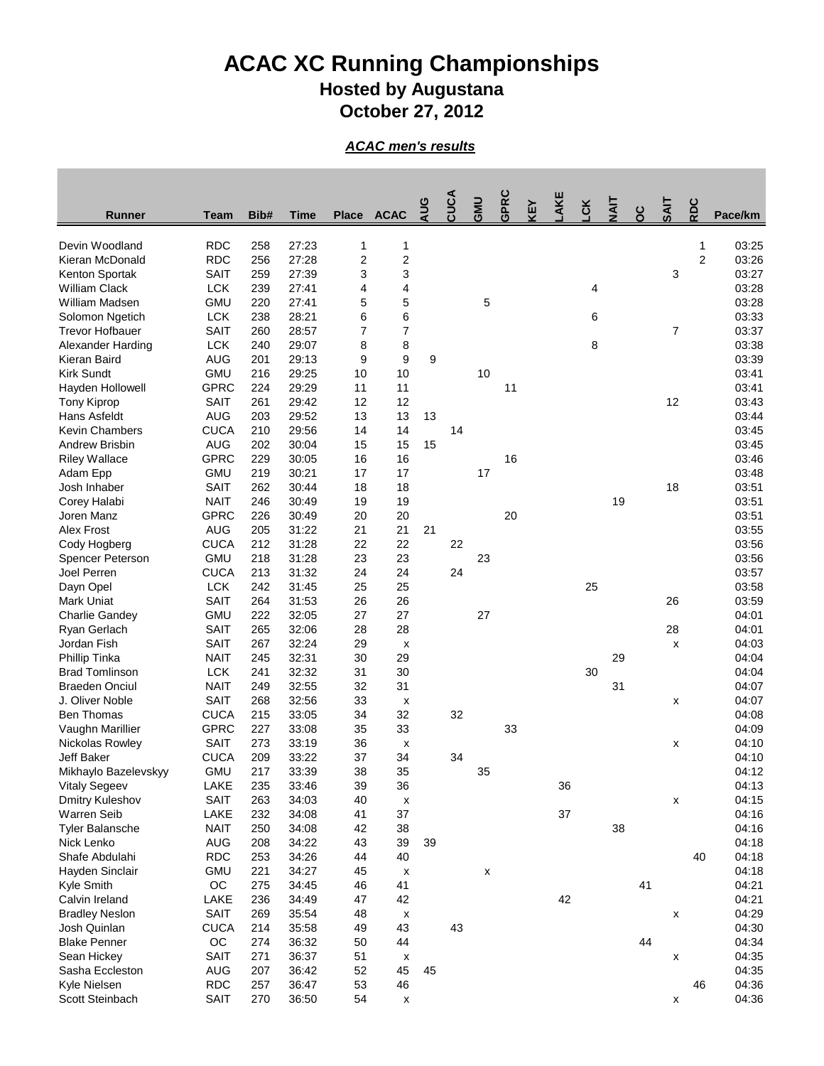# ACAC XC Running Championships

## Hosted by Augustana

## October 27, 2012

***ACAC men's results***

| Runner | Team | Bib# | Time | Place | ACAC | AUG | CUCA | GMU | GPRC | KEY | LAKE | LCK | NAIT | OC | SAIT | RDC | Pace/km |
|---|---|---|---|---|---|---|---|---|---|---|---|---|---|---|---|---|---|
| Devin Woodland | RDC | 258 | 27:23 | 1 | 1 | | | | | | | | | | | 1 | 03:25 |
| Kieran McDonald | RDC | 256 | 27:28 | 2 | 2 | | | | | | | | | | | 2 | 03:26 |
| Kenton Sportak | SAIT | 259 | 27:39 | 3 | 3 | | | | | | | | | | 3 | | 03:27 |
| William Clack | LCK | 239 | 27:41 | 4 | 4 | | | | | | | 4 | | | | | 03:28 |
| William Madsen | GMU | 220 | 27:41 | 5 | 5 | | | 5 | | | | | | | | | 03:28 |
| Solomon Ngetich | LCK | 238 | 28:21 | 6 | 6 | | | | | | | 6 | | | | | 03:33 |
| Trevor Hofbauer | SAIT | 260 | 28:57 | 7 | 7 | | | | | | | | | | 7 | | 03:37 |
| Alexander Harding | LCK | 240 | 29:07 | 8 | 8 | | | | | | | 8 | | | | | 03:38 |
| Kieran Baird | AUG | 201 | 29:13 | 9 | 9 | 9 | | | | | | | | | | | 03:39 |
| Kirk Sundt | GMU | 216 | 29:25 | 10 | 10 | | | 10 | | | | | | | | | 03:41 |
| Hayden Hollowell | GPRC | 224 | 29:29 | 11 | 11 | | | | 11 | | | | | | | | 03:41 |
| Tony Kiprop | SAIT | 261 | 29:42 | 12 | 12 | | | | | | | | | | 12 | | 03:43 |
| Hans Asfeldt | AUG | 203 | 29:52 | 13 | 13 | 13 | | | | | | | | | | | 03:44 |
| Kevin Chambers | CUCA | 210 | 29:56 | 14 | 14 | | 14 | | | | | | | | | | 03:45 |
| Andrew Brisbin | AUG | 202 | 30:04 | 15 | 15 | 15 | | | | | | | | | | | 03:45 |
| Riley Wallace | GPRC | 229 | 30:05 | 16 | 16 | | | | 16 | | | | | | | | 03:46 |
| Adam Epp | GMU | 219 | 30:21 | 17 | 17 | | | 17 | | | | | | | | | 03:48 |
| Josh Inhaber | SAIT | 262 | 30:44 | 18 | 18 | | | | | | | | | | 18 | | 03:51 |
| Corey Halabi | NAIT | 246 | 30:49 | 19 | 19 | | | | | | | | 19 | | | | 03:51 |
| Joren Manz | GPRC | 226 | 30:49 | 20 | 20 | | | | 20 | | | | | | | | 03:51 |
| Alex Frost | AUG | 205 | 31:22 | 21 | 21 | 21 | | | | | | | | | | | 03:55 |
| Cody Hogberg | CUCA | 212 | 31:28 | 22 | 22 | | 22 | | | | | | | | | | 03:56 |
| Spencer Peterson | GMU | 218 | 31:28 | 23 | 23 | | | 23 | | | | | | | | | 03:56 |
| Joel Perren | CUCA | 213 | 31:32 | 24 | 24 | | 24 | | | | | | | | | | 03:57 |
| Dayn Opel | LCK | 242 | 31:45 | 25 | 25 | | | | | | | 25 | | | | | 03:58 |
| Mark Uniat | SAIT | 264 | 31:53 | 26 | 26 | | | | | | | | | | 26 | | 03:59 |
| Charlie Gandey | GMU | 222 | 32:05 | 27 | 27 | | | 27 | | | | | | | | | 04:01 |
| Ryan Gerlach | SAIT | 265 | 32:06 | 28 | 28 | | | | | | | | | | 28 | | 04:01 |
| Jordan Fish | SAIT | 267 | 32:24 | 29 | x | | | | | | | | | | x | | 04:03 |
| Phillip Tinka | NAIT | 245 | 32:31 | 30 | 29 | | | | | | | | 29 | | | | 04:04 |
| Brad Tomlinson | LCK | 241 | 32:32 | 31 | 30 | | | | | | | 30 | | | | | 04:04 |
| Braeden Onciul | NAIT | 249 | 32:55 | 32 | 31 | | | | | | | | 31 | | | | 04:07 |
| J. Oliver Noble | SAIT | 268 | 32:56 | 33 | x | | | | | | | | | | x | | 04:07 |
| Ben Thomas | CUCA | 215 | 33:05 | 34 | 32 | | 32 | | | | | | | | | | 04:08 |
| Vaughn Marillier | GPRC | 227 | 33:08 | 35 | 33 | | | | 33 | | | | | | | | 04:09 |
| Nickolas Rowley | SAIT | 273 | 33:19 | 36 | x | | | | | | | | | | x | | 04:10 |
| Jeff Baker | CUCA | 209 | 33:22 | 37 | 34 | | 34 | | | | | | | | | | 04:10 |
| Mikhaylo Bazelevskyy | GMU | 217 | 33:39 | 38 | 35 | | | 35 | | | | | | | | | 04:12 |
| Vitaly Segeev | LAKE | 235 | 33:46 | 39 | 36 | | | | | | 36 | | | | | | 04:13 |
| Dmitry Kuleshov | SAIT | 263 | 34:03 | 40 | x | | | | | | | | | | x | | 04:15 |
| Warren Seib | LAKE | 232 | 34:08 | 41 | 37 | | | | | | 37 | | | | | | 04:16 |
| Tyler Balansche | NAIT | 250 | 34:08 | 42 | 38 | | | | | | | | 38 | | | | 04:16 |
| Nick Lenko | AUG | 208 | 34:22 | 43 | 39 | 39 | | | | | | | | | | | 04:18 |
| Shafe Abdulahi | RDC | 253 | 34:26 | 44 | 40 | | | | | | | | | | | 40 | 04:18 |
| Hayden Sinclair | GMU | 221 | 34:27 | 45 | x | | | x | | | | | | | | | 04:18 |
| Kyle Smith | OC | 275 | 34:45 | 46 | 41 | | | | | | | | | 41 | | | 04:21 |
| Calvin Ireland | LAKE | 236 | 34:49 | 47 | 42 | | | | | | 42 | | | | | | 04:21 |
| Bradley Neslon | SAIT | 269 | 35:54 | 48 | x | | | | | | | | | | x | | 04:29 |
| Josh Quinlan | CUCA | 214 | 35:58 | 49 | 43 | | 43 | | | | | | | | | | 04:30 |
| Blake Penner | OC | 274 | 36:32 | 50 | 44 | | | | | | | | | 44 | | | 04:34 |
| Sean Hickey | SAIT | 271 | 36:37 | 51 | x | | | | | | | | | | x | | 04:35 |
| Sasha Eccleston | AUG | 207 | 36:42 | 52 | 45 | 45 | | | | | | | | | | | 04:35 |
| Kyle Nielsen | RDC | 257 | 36:47 | 53 | 46 | | | | | | | | | | | 46 | 04:36 |
| Scott Steinbach | SAIT | 270 | 36:50 | 54 | x | | | | | | | | | | x | | 04:36 |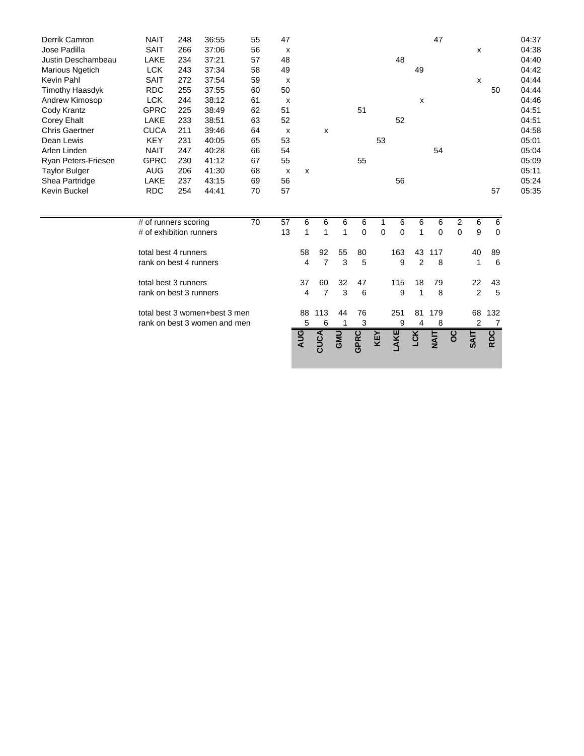| | | | | | | | | | | | | | | | | | |
|---|---|---|---|---|---|---|---|---|---|---|---|---|---|---|---|---|---|
| Derrik Camron | NAIT | 248 | 36:55 | 55 | 47 | | | | | | | | 47 | | | | 04:37 |
| Jose Padilla | SAIT | 266 | 37:06 | 56 | x | | | | | | | | | | x | | 04:38 |
| Justin Deschambeau | LAKE | 234 | 37:21 | 57 | 48 | | | | | | 48 | | | | | | 04:40 |
| Marious Ngetich | LCK | 243 | 37:34 | 58 | 49 | | | | | | | 49 | | | | | 04:42 |
| Kevin Pahl | SAIT | 272 | 37:54 | 59 | x | | | | | | | | | | x | | 04:44 |
| Timothy Haasdyk | RDC | 255 | 37:55 | 60 | 50 | | | | | | | | | | | 50 | 04:44 |
| Andrew Kimosop | LCK | 244 | 38:12 | 61 | x | | | | | | | x | | | | | 04:46 |
| Cody Krantz | GPRC | 225 | 38:49 | 62 | 51 | | | | 51 | | | | | | | | 04:51 |
| Corey Ehalt | LAKE | 233 | 38:51 | 63 | 52 | | | | | | 52 | | | | | | 04:51 |
| Chris Gaertner | CUCA | 211 | 39:46 | 64 | x | | x | | | | | | | | | | 04:58 |
| Dean Lewis | KEY | 231 | 40:05 | 65 | 53 | | | | | 53 | | | | | | | 05:01 |
| Arlen Linden | NAIT | 247 | 40:28 | 66 | 54 | | | | | | | | 54 | | | | 05:04 |
| Ryan Peters-Friesen | GPRC | 230 | 41:12 | 67 | 55 | | | | 55 | | | | | | | | 05:09 |
| Taylor Bulger | AUG | 206 | 41:30 | 68 | x | x | | | | | | | | | | | 05:11 |
| Shea Partridge | LAKE | 237 | 43:15 | 69 | 56 | | | | | | 56 | | | | | | 05:24 |
| Kevin Buckel | RDC | 254 | 44:41 | 70 | 57 | | | | | | | | | | | 57 | 05:35 |
| # of runners scoring | | | | 70 | 57 | 6 | 6 | 6 | 6 | 1 | 6 | 6 | 6 | 2 | 6 | 6 | |
| # of exhibition runners | | | | | 13 | 1 | 1 | 1 | 0 | 0 | 0 | 1 | 0 | 0 | 9 | 0 | |
| total best 4 runners | | | | | | 58 | 92 | 55 | 80 | | 163 | 43 | 117 | | 40 | 89 | |
| rank on best 4 runners | | | | | | 4 | 7 | 3 | 5 | | 9 | 2 | 8 | | 1 | 6 | |
| total best 3 runners | | | | | | 37 | 60 | 32 | 47 | | 115 | 18 | 79 | | 22 | 43 | |
| rank on best 3 runners | | | | | | 4 | 7 | 3 | 6 | | 9 | 1 | 8 | | 2 | 5 | |
| total best 3 women+best 3 men | | | | | | 88 | 113 | 44 | 76 | | 251 | 81 | 179 | | 68 | 132 | |
| rank on best 3 women and men | | | | | | 5 | 6 | 1 | 3 | | 9 | 4 | 8 | | 2 | 7 | |
| | | | | | | AUG | CUCA | GMU | GPRC | KEY | LAKE | LCK | NAIT | OC | SAIT | RDC | |